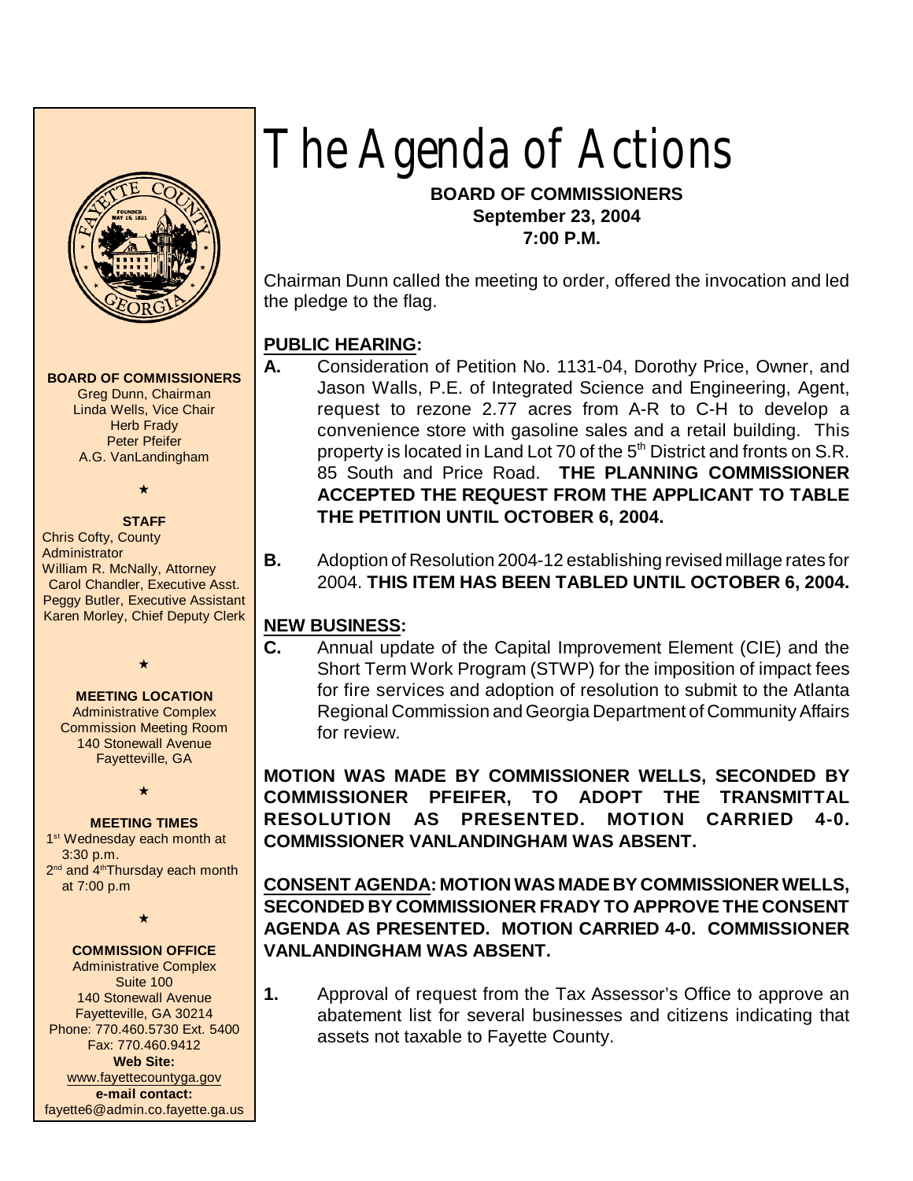# The Agenda of Actions

**BOARD OF COMMISSIONERS**
**September 23, 2004**
**7:00 P.M.**

**BOARD OF COMMISSIONERS**
Greg Dunn, Chairman
Linda Wells, Vice Chair
Herb Frady
Peter Pfeifer
A.G. VanLandingham

★

**STAFF**
Chris Cofty, County Administrator
William R. McNally, Attorney
Carol Chandler, Executive Asst.
Peggy Butler, Executive Assistant
Karen Morley, Chief Deputy Clerk

★

**MEETING LOCATION**
Administrative Complex
Commission Meeting Room
140 Stonewall Avenue
Fayetteville, GA

★

**MEETING TIMES**
1st Wednesday each month at 3:30 p.m.
2nd and 4th Thursday each month at 7:00 p.m

★

**COMMISSION OFFICE**
Administrative Complex
Suite 100
140 Stonewall Avenue
Fayetteville, GA 30214
Phone: 770.460.5730 Ext. 5400
Fax: 770.460.9412
**Web Site:**
www.fayettecountyga.gov
**e-mail contact:**
fayette6@admin.co.fayette.ga.us

Chairman Dunn called the meeting to order, offered the invocation and led the pledge to the flag.

## PUBLIC HEARING:

**A.** Consideration of Petition No. 1131-04, Dorothy Price, Owner, and Jason Walls, P.E. of Integrated Science and Engineering, Agent, request to rezone 2.77 acres from A-R to C-H to develop a convenience store with gasoline sales and a retail building. This property is located in Land Lot 70 of the 5th District and fronts on S.R. 85 South and Price Road. **THE PLANNING COMMISSIONER ACCEPTED THE REQUEST FROM THE APPLICANT TO TABLE THE PETITION UNTIL OCTOBER 6, 2004.**

**B.** Adoption of Resolution 2004-12 establishing revised millage rates for 2004. **THIS ITEM HAS BEEN TABLED UNTIL OCTOBER 6, 2004.**

## NEW BUSINESS:

**C.** Annual update of the Capital Improvement Element (CIE) and the Short Term Work Program (STWP) for the imposition of impact fees for fire services and adoption of resolution to submit to the Atlanta Regional Commission and Georgia Department of Community Affairs for review.

**MOTION WAS MADE BY COMMISSIONER WELLS, SECONDED BY COMMISSIONER PFEIFER, TO ADOPT THE TRANSMITTAL RESOLUTION AS PRESENTED. MOTION CARRIED 4-0. COMMISSIONER VANLANDINGHAM WAS ABSENT.**

**CONSENT AGENDA: MOTION WAS MADE BY COMMISSIONER WELLS, SECONDED BY COMMISSIONER FRADY TO APPROVE THE CONSENT AGENDA AS PRESENTED. MOTION CARRIED 4-0. COMMISSIONER VANLANDINGHAM WAS ABSENT.**

**1.** Approval of request from the Tax Assessor's Office to approve an abatement list for several businesses and citizens indicating that assets not taxable to Fayette County.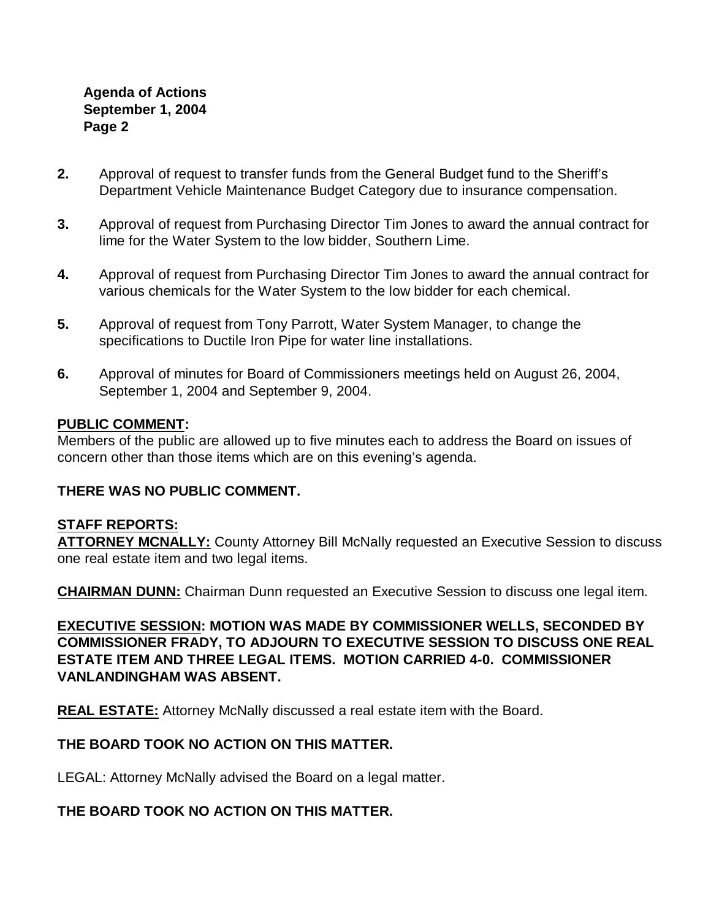**2.** Approval of request to transfer funds from the General Budget fund to the Sheriff's Department Vehicle Maintenance Budget Category due to insurance compensation.

**3.** Approval of request from Purchasing Director Tim Jones to award the annual contract for lime for the Water System to the low bidder, Southern Lime.

**4.** Approval of request from Purchasing Director Tim Jones to award the annual contract for various chemicals for the Water System to the low bidder for each chemical.

**5.** Approval of request from Tony Parrott, Water System Manager, to change the specifications to Ductile Iron Pipe for water line installations.

**6.** Approval of minutes for Board of Commissioners meetings held on August 26, 2004, September 1, 2004 and September 9, 2004.

**PUBLIC COMMENT:**
Members of the public are allowed up to five minutes each to address the Board on issues of concern other than those items which are on this evening's agenda.

**THERE WAS NO PUBLIC COMMENT.**

**STAFF REPORTS:**
**ATTORNEY MCNALLY:** County Attorney Bill McNally requested an Executive Session to discuss one real estate item and two legal items.

**CHAIRMAN DUNN:** Chairman Dunn requested an Executive Session to discuss one legal item.

**EXECUTIVE SESSION: MOTION WAS MADE BY COMMISSIONER WELLS, SECONDED BY COMMISSIONER FRADY, TO ADJOURN TO EXECUTIVE SESSION TO DISCUSS ONE REAL ESTATE ITEM AND THREE LEGAL ITEMS. MOTION CARRIED 4-0. COMMISSIONER VANLANDINGHAM WAS ABSENT.**

**REAL ESTATE:** Attorney McNally discussed a real estate item with the Board.

**THE BOARD TOOK NO ACTION ON THIS MATTER.**

LEGAL: Attorney McNally advised the Board on a legal matter.

**THE BOARD TOOK NO ACTION ON THIS MATTER.**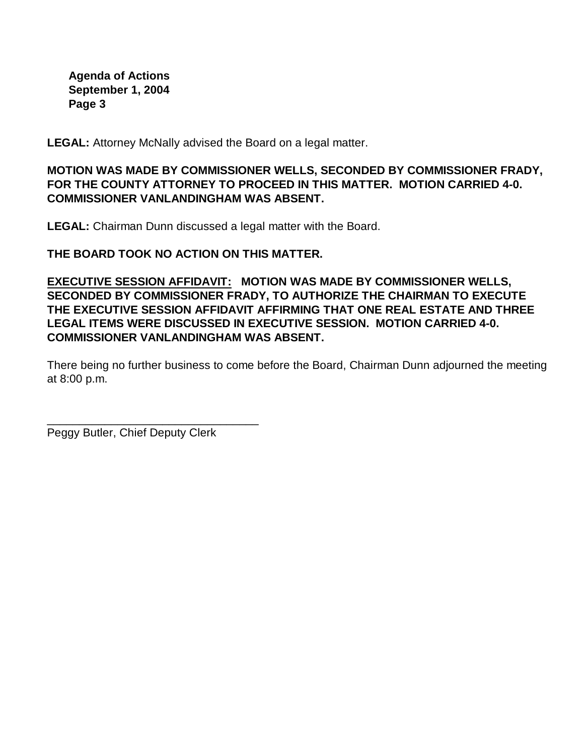**LEGAL:** Attorney McNally advised the Board on a legal matter.

**MOTION WAS MADE BY COMMISSIONER WELLS, SECONDED BY COMMISSIONER FRADY, FOR THE COUNTY ATTORNEY TO PROCEED IN THIS MATTER. MOTION CARRIED 4-0. COMMISSIONER VANLANDINGHAM WAS ABSENT.**

**LEGAL:** Chairman Dunn discussed a legal matter with the Board.

**THE BOARD TOOK NO ACTION ON THIS MATTER.**

**<u>EXECUTIVE SESSION AFFIDAVIT:</u> MOTION WAS MADE BY COMMISSIONER WELLS, SECONDED BY COMMISSIONER FRADY, TO AUTHORIZE THE CHAIRMAN TO EXECUTE THE EXECUTIVE SESSION AFFIDAVIT AFFIRMING THAT ONE REAL ESTATE AND THREE LEGAL ITEMS WERE DISCUSSED IN EXECUTIVE SESSION. MOTION CARRIED 4-0. COMMISSIONER VANLANDINGHAM WAS ABSENT.**

There being no further business to come before the Board, Chairman Dunn adjourned the meeting at 8:00 p.m.

\_\_\_\_\_\_\_\_\_\_\_\_\_\_\_\_\_\_\_\_\_\_\_\_\_\_\_\_\_\_\_\_\_\_

Peggy Butler, Chief Deputy Clerk